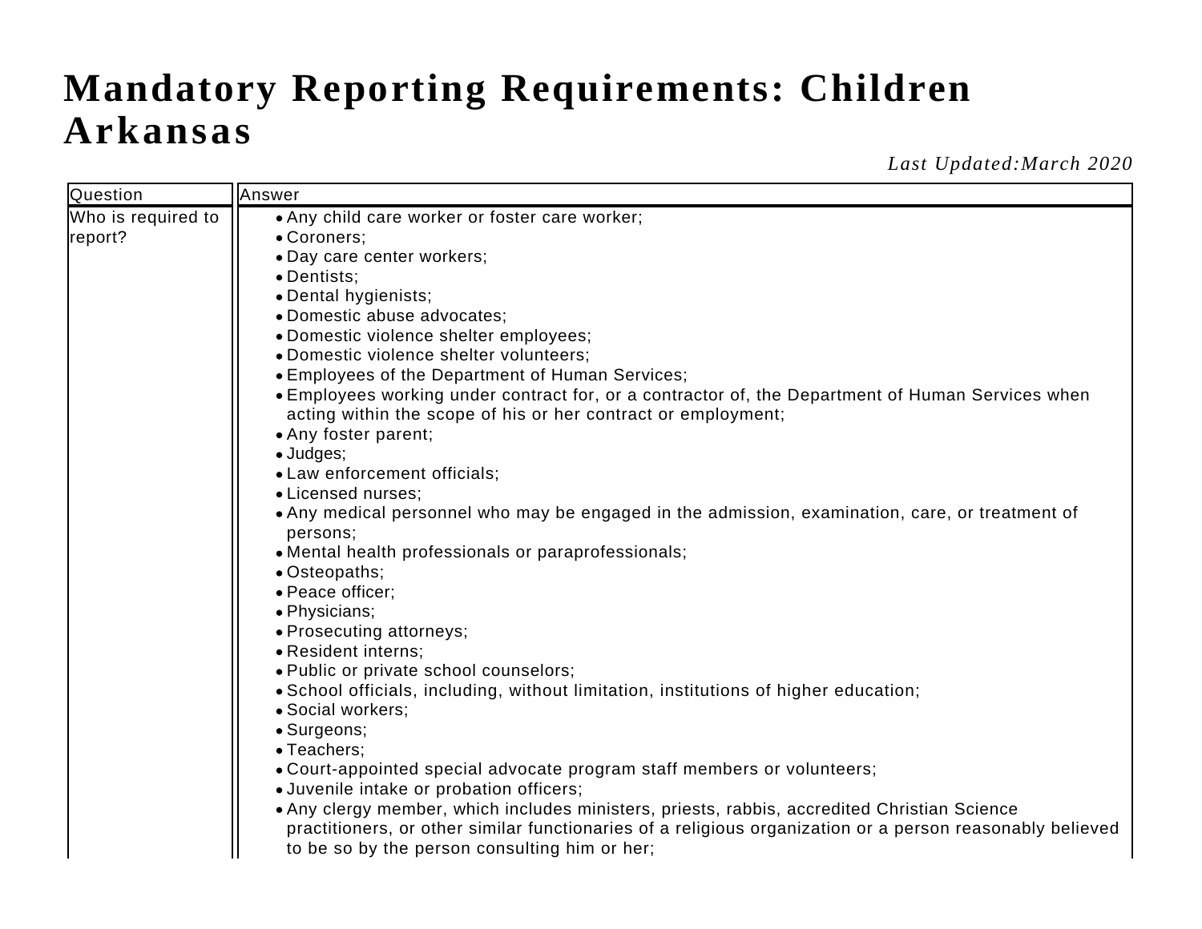# Mandatory Reporting Requirements: Children Arkansas

*Last Updated:March 2020*

| Question | Answer |
| --- | --- |
| Who is required to report? | • Any child care worker or foster care worker;<br>• Coroners;<br>• Day care center workers;<br>• Dentists;<br>• Dental hygienists;<br>• Domestic abuse advocates;<br>• Domestic violence shelter employees;<br>• Domestic violence shelter volunteers;<br>• Employees of the Department of Human Services;<br>• Employees working under contract for, or a contractor of, the Department of Human Services when acting within the scope of his or her contract or employment;<br>• Any foster parent;<br>• Judges;<br>• Law enforcement officials;<br>• Licensed nurses;<br>• Any medical personnel who may be engaged in the admission, examination, care, or treatment of persons;<br>• Mental health professionals or paraprofessionals;<br>• Osteopaths;<br>• Peace officer;<br>• Physicians;<br>• Prosecuting attorneys;<br>• Resident interns;<br>• Public or private school counselors;<br>• School officials, including, without limitation, institutions of higher education;<br>• Social workers;<br>• Surgeons;<br>• Teachers;<br>• Court-appointed special advocate program staff members or volunteers;<br>• Juvenile intake or probation officers;<br>• Any clergy member, which includes ministers, priests, rabbis, accredited Christian Science practitioners, or other similar functionaries of a religious organization or a person reasonably believed to be so by the person consulting him or her; |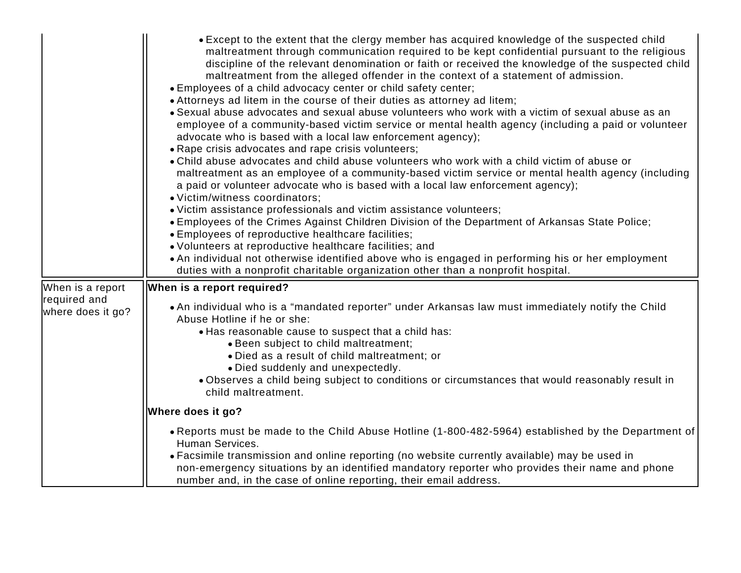| | |
|---|---|
| | • Except to the extent that the clergy member has acquired knowledge of the suspected child maltreatment through communication required to be kept confidential pursuant to the religious discipline of the relevant denomination or faith or received the knowledge of the suspected child maltreatment from the alleged offender in the context of a statement of admission.<br>• Employees of a child advocacy center or child safety center;<br>• Attorneys ad litem in the course of their duties as attorney ad litem;<br>• Sexual abuse advocates and sexual abuse volunteers who work with a victim of sexual abuse as an employee of a community-based victim service or mental health agency (including a paid or volunteer advocate who is based with a local law enforcement agency);<br>• Rape crisis advocates and rape crisis volunteers;<br>• Child abuse advocates and child abuse volunteers who work with a child victim of abuse or maltreatment as an employee of a community-based victim service or mental health agency (including a paid or volunteer advocate who is based with a local law enforcement agency);<br>• Victim/witness coordinators;<br>• Victim assistance professionals and victim assistance volunteers;<br>• Employees of the Crimes Against Children Division of the Department of Arkansas State Police;<br>• Employees of reproductive healthcare facilities;<br>• Volunteers at reproductive healthcare facilities; and<br>• An individual not otherwise identified above who is engaged in performing his or her employment duties with a nonprofit charitable organization other than a nonprofit hospital. |
| When is a report required and where does it go? | **When is a report required?**<br>• An individual who is a "mandated reporter" under Arkansas law must immediately notify the Child Abuse Hotline if he or she:<br>  • Has reasonable cause to suspect that a child has:<br>    • Been subject to child maltreatment;<br>    • Died as a result of child maltreatment; or<br>    • Died suddenly and unexpectedly.<br>  • Observes a child being subject to conditions or circumstances that would reasonably result in child maltreatment.<br>**Where does it go?**<br>• Reports must be made to the Child Abuse Hotline (1-800-482-5964) established by the Department of Human Services.<br>• Facsimile transmission and online reporting (no website currently available) may be used in non-emergency situations by an identified mandatory reporter who provides their name and phone number and, in the case of online reporting, their email address. |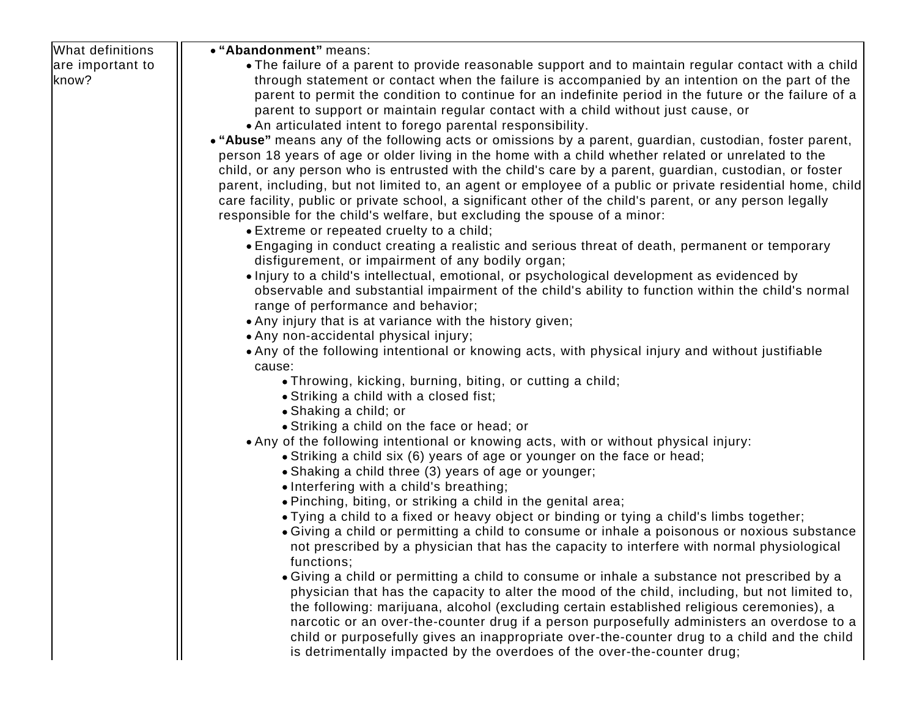| What definitions are important to know? | • **"Abandonment"** means:<br>  • The failure of a parent to provide reasonable support and to maintain regular contact with a child through statement or contact when the failure is accompanied by an intention on the part of the parent to permit the condition to continue for an indefinite period in the future or the failure of a parent to support or maintain regular contact with a child without just cause, or<br>  • An articulated intent to forego parental responsibility.<br>• **"Abuse"** means any of the following acts or omissions by a parent, guardian, custodian, foster parent, person 18 years of age or older living in the home with a child whether related or unrelated to the child, or any person who is entrusted with the child's care by a parent, guardian, custodian, or foster parent, including, but not limited to, an agent or employee of a public or private residential home, child care facility, public or private school, a significant other of the child's parent, or any person legally responsible for the child's welfare, but excluding the spouse of a minor:<br>  • Extreme or repeated cruelty to a child;<br>  • Engaging in conduct creating a realistic and serious threat of death, permanent or temporary disfigurement, or impairment of any bodily organ;<br>  • Injury to a child's intellectual, emotional, or psychological development as evidenced by observable and substantial impairment of the child's ability to function within the child's normal range of performance and behavior;<br>  • Any injury that is at variance with the history given;<br>  • Any non-accidental physical injury;<br>  • Any of the following intentional or knowing acts, with physical injury and without justifiable cause:<br>    • Throwing, kicking, burning, biting, or cutting a child;<br>    • Striking a child with a closed fist;<br>    • Shaking a child; or<br>    • Striking a child on the face or head; or<br>  • Any of the following intentional or knowing acts, with or without physical injury:<br>    • Striking a child six (6) years of age or younger on the face or head;<br>    • Shaking a child three (3) years of age or younger;<br>    • Interfering with a child's breathing;<br>    • Pinching, biting, or striking a child in the genital area;<br>    • Tying a child to a fixed or heavy object or binding or tying a child's limbs together;<br>    • Giving a child or permitting a child to consume or inhale a poisonous or noxious substance not prescribed by a physician that has the capacity to interfere with normal physiological functions;<br>    • Giving a child or permitting a child to consume or inhale a substance not prescribed by a physician that has the capacity to alter the mood of the child, including, but not limited to, the following: marijuana, alcohol (excluding certain established religious ceremonies), a narcotic or an over-the-counter drug if a person purposefully administers an overdose to a child or purposefully gives an inappropriate over-the-counter drug to a child and the child is detrimentally impacted by the overdoes of the over-the-counter drug; |
|---|---|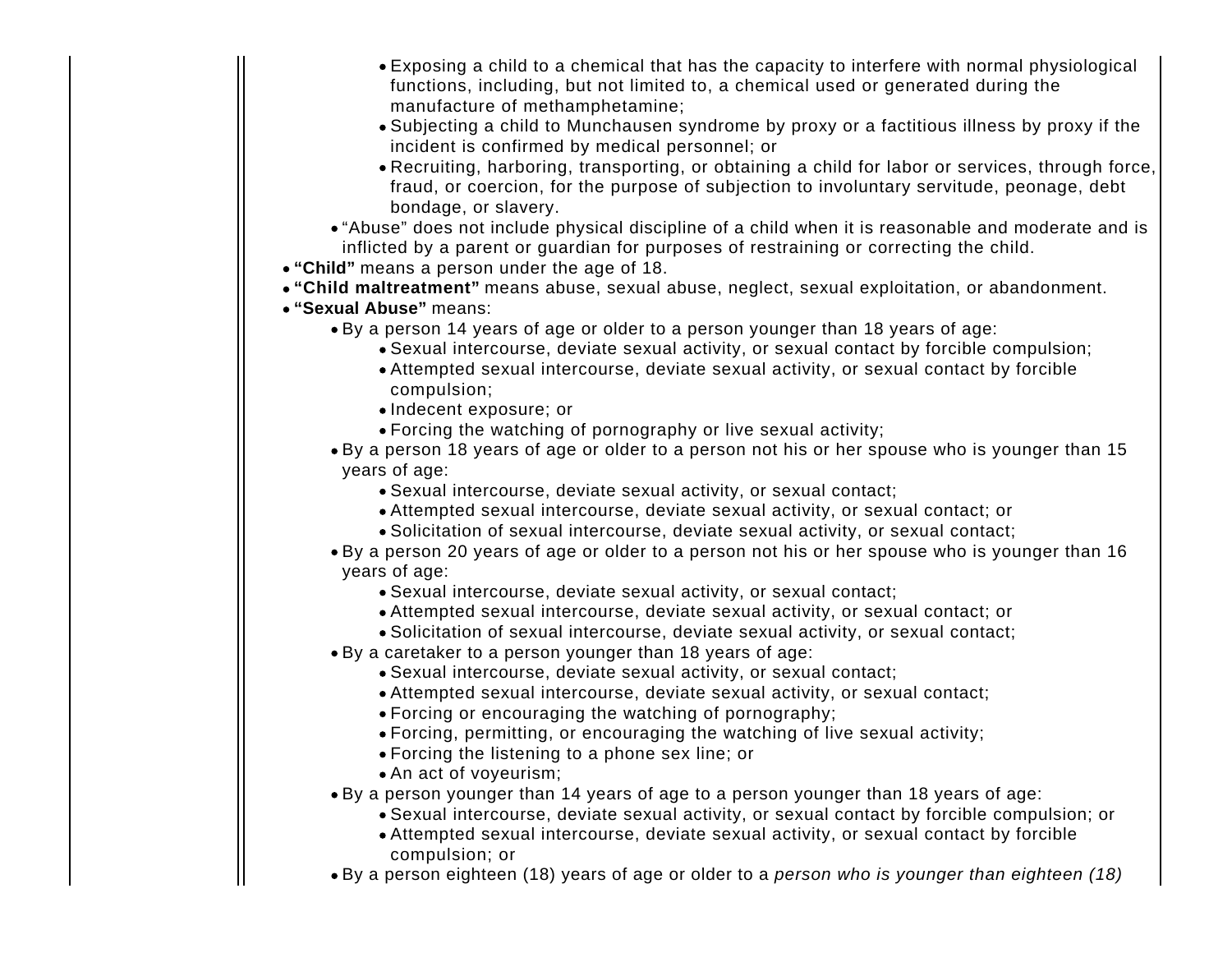- Exposing a child to a chemical that has the capacity to interfere with normal physiological functions, including, but not limited to, a chemical used or generated during the manufacture of methamphetamine;
        - Subjecting a child to Munchausen syndrome by proxy or a factitious illness by proxy if the incident is confirmed by medical personnel; or
        - Recruiting, harboring, transporting, or obtaining a child for labor or services, through force, fraud, or coercion, for the purpose of subjection to involuntary servitude, peonage, debt bondage, or slavery.
    - "Abuse" does not include physical discipline of a child when it is reasonable and moderate and is inflicted by a parent or guardian for purposes of restraining or correcting the child.
- **"Child"** means a person under the age of 18.
- **"Child maltreatment"** means abuse, sexual abuse, neglect, sexual exploitation, or abandonment.
- **"Sexual Abuse"** means:
    - By a person 14 years of age or older to a person younger than 18 years of age:
        - Sexual intercourse, deviate sexual activity, or sexual contact by forcible compulsion;
        - Attempted sexual intercourse, deviate sexual activity, or sexual contact by forcible compulsion;
        - Indecent exposure; or
        - Forcing the watching of pornography or live sexual activity;
    - By a person 18 years of age or older to a person not his or her spouse who is younger than 15 years of age:
        - Sexual intercourse, deviate sexual activity, or sexual contact;
        - Attempted sexual intercourse, deviate sexual activity, or sexual contact; or
        - Solicitation of sexual intercourse, deviate sexual activity, or sexual contact;
    - By a person 20 years of age or older to a person not his or her spouse who is younger than 16 years of age:
        - Sexual intercourse, deviate sexual activity, or sexual contact;
        - Attempted sexual intercourse, deviate sexual activity, or sexual contact; or
        - Solicitation of sexual intercourse, deviate sexual activity, or sexual contact;
    - By a caretaker to a person younger than 18 years of age:
        - Sexual intercourse, deviate sexual activity, or sexual contact;
        - Attempted sexual intercourse, deviate sexual activity, or sexual contact;
        - Forcing or encouraging the watching of pornography;
        - Forcing, permitting, or encouraging the watching of live sexual activity;
        - Forcing the listening to a phone sex line; or
        - An act of voyeurism;
    - By a person younger than 14 years of age to a person younger than 18 years of age:
        - Sexual intercourse, deviate sexual activity, or sexual contact by forcible compulsion; or
        - Attempted sexual intercourse, deviate sexual activity, or sexual contact by forcible compulsion; or
    - By a person eighteen (18) years of age or older to a *person who is younger than eighteen (18)*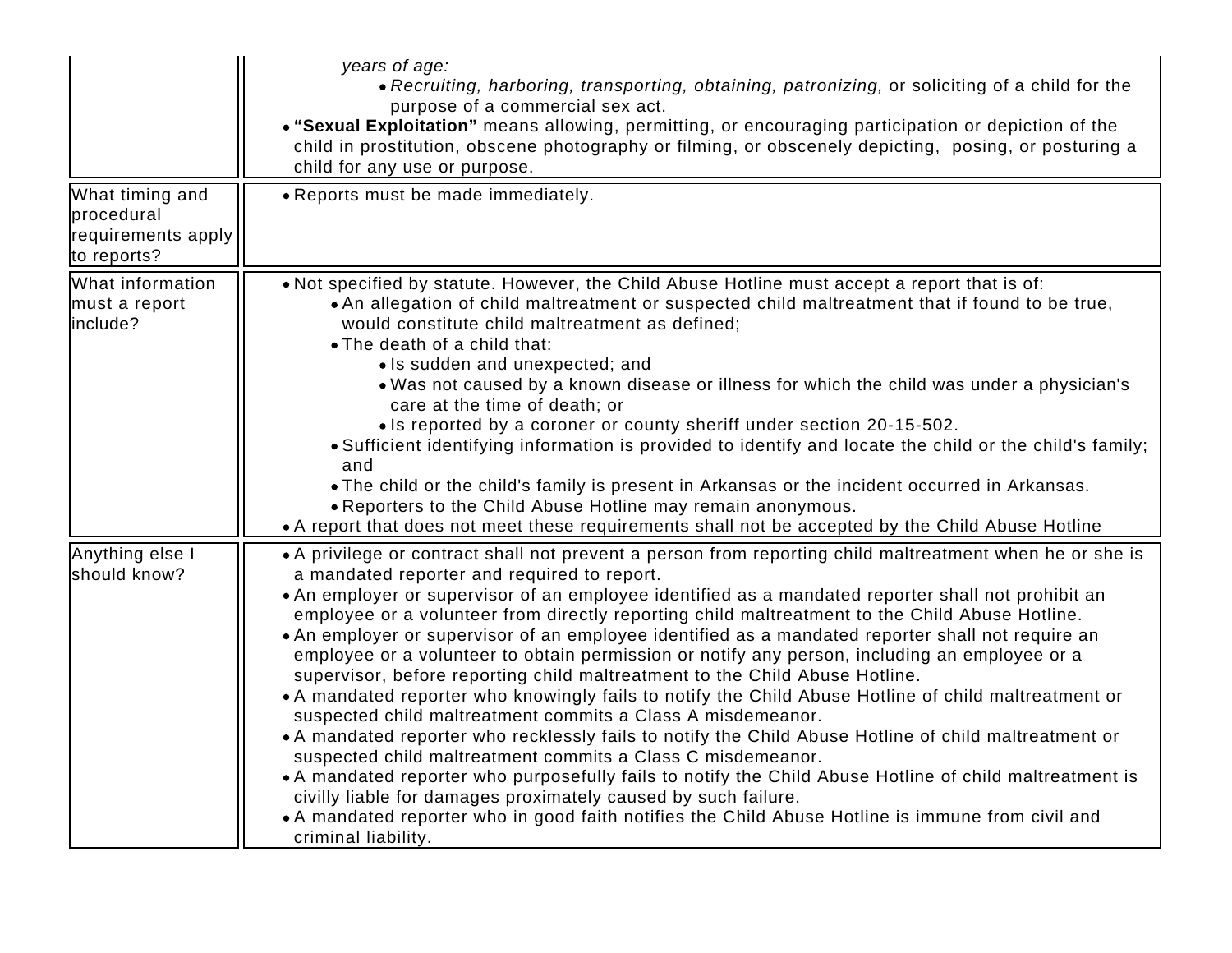| | |
|---|---|
| | *years of age:*<br>• *Recruiting, harboring, transporting, obtaining, patronizing,* or soliciting of a child for the purpose of a commercial sex act.<br>• **"Sexual Exploitation"** means allowing, permitting, or encouraging participation or depiction of the child in prostitution, obscene photography or filming, or obscenely depicting, posing, or posturing a child for any use or purpose. |
| What timing and procedural requirements apply to reports? | • Reports must be made immediately. |
| What information must a report include? | • Not specified by statute. However, the Child Abuse Hotline must accept a report that is of:<br>• An allegation of child maltreatment or suspected child maltreatment that if found to be true, would constitute child maltreatment as defined;<br>• The death of a child that:<br>• Is sudden and unexpected; and<br>• Was not caused by a known disease or illness for which the child was under a physician's care at the time of death; or<br>• Is reported by a coroner or county sheriff under section 20-15-502.<br>• Sufficient identifying information is provided to identify and locate the child or the child's family; and<br>• The child or the child's family is present in Arkansas or the incident occurred in Arkansas.<br>• Reporters to the Child Abuse Hotline may remain anonymous.<br>• A report that does not meet these requirements shall not be accepted by the Child Abuse Hotline |
| Anything else I should know? | • A privilege or contract shall not prevent a person from reporting child maltreatment when he or she is a mandated reporter and required to report.<br>• An employer or supervisor of an employee identified as a mandated reporter shall not prohibit an employee or a volunteer from directly reporting child maltreatment to the Child Abuse Hotline.<br>• An employer or supervisor of an employee identified as a mandated reporter shall not require an employee or a volunteer to obtain permission or notify any person, including an employee or a supervisor, before reporting child maltreatment to the Child Abuse Hotline.<br>• A mandated reporter who knowingly fails to notify the Child Abuse Hotline of child maltreatment or suspected child maltreatment commits a Class A misdemeanor.<br>• A mandated reporter who recklessly fails to notify the Child Abuse Hotline of child maltreatment or suspected child maltreatment commits a Class C misdemeanor.<br>• A mandated reporter who purposefully fails to notify the Child Abuse Hotline of child maltreatment is civilly liable for damages proximately caused by such failure.<br>• A mandated reporter who in good faith notifies the Child Abuse Hotline is immune from civil and criminal liability. |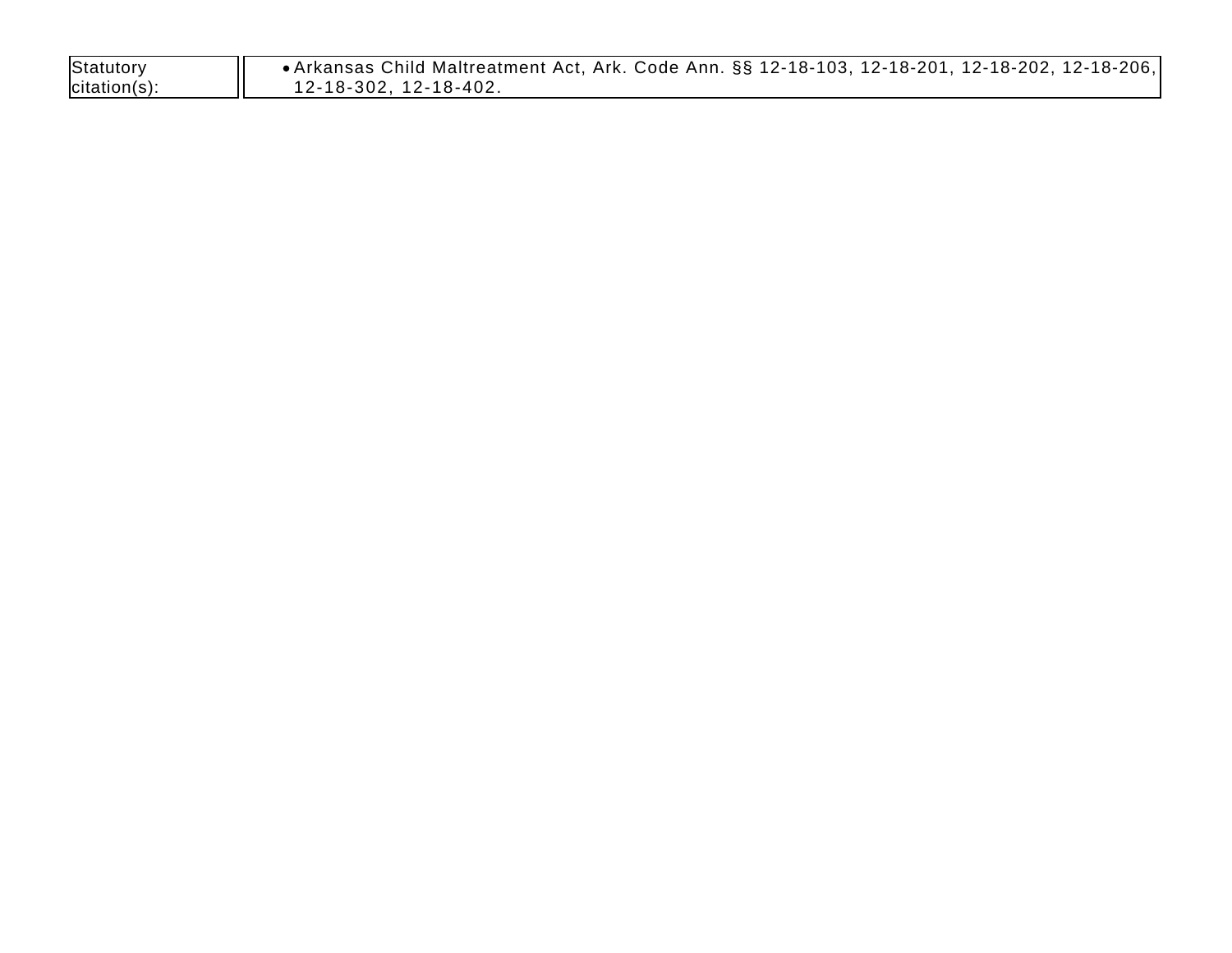| | |
|---|---|
| Statutory citation(s): | • Arkansas Child Maltreatment Act, Ark. Code Ann. §§ 12-18-103, 12-18-201, 12-18-202, 12-18-206, 12-18-302, 12-18-402. |